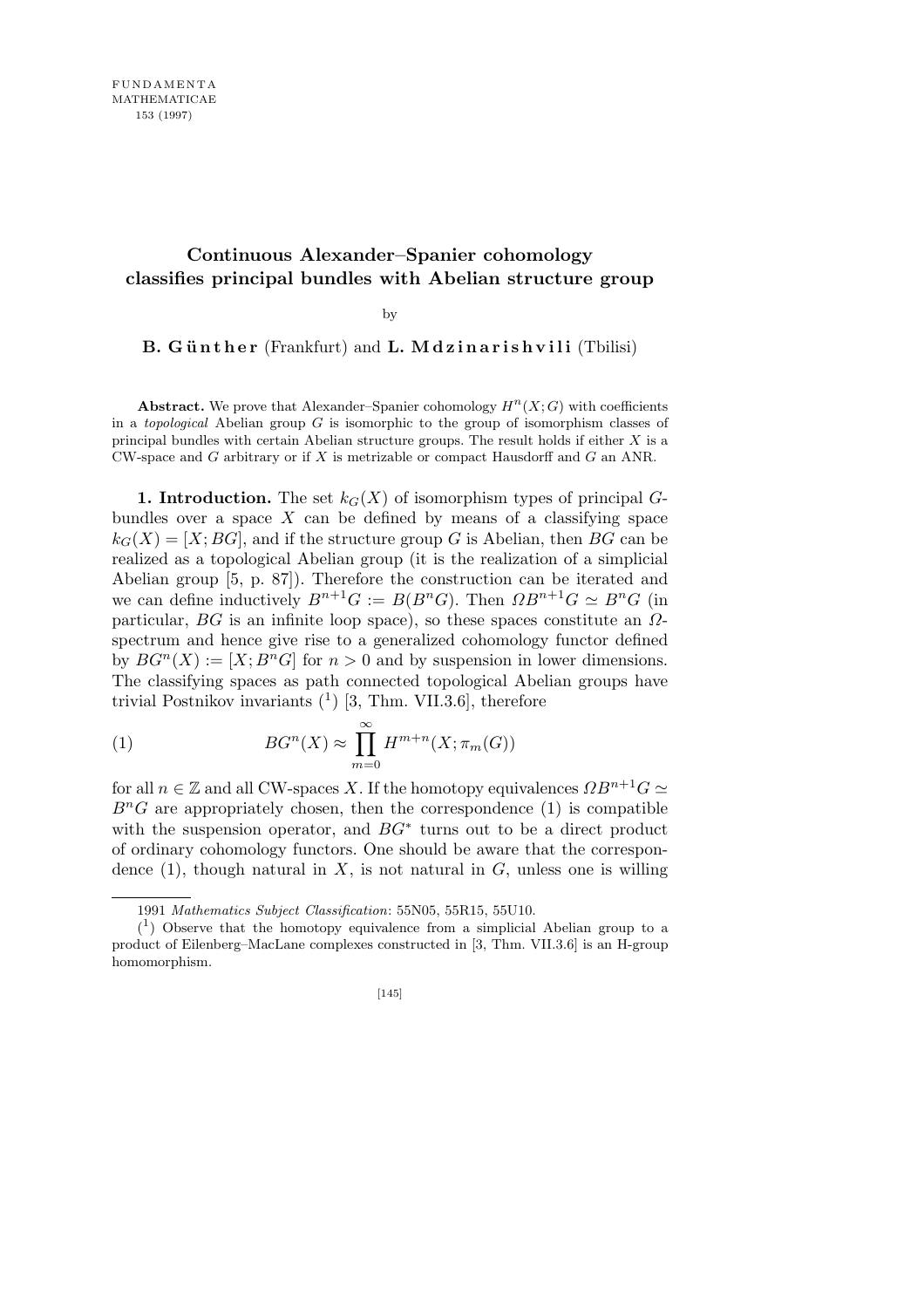# Continuous Alexander–Spanier cohomology classifies principal bundles with Abelian structure group

by

**B. Günther** (Frankfurt) and **L. Mdzinarishvili** (Tbilisi)

**Abstract.** We prove that Alexander–Spanier cohomology $H^n(X;G)$ with coefficients in a *topological* Abelian group $G$ is isomorphic to the group of isomorphism classes of principal bundles with certain Abelian structure groups. The result holds if either $X$ is a CW-space and $G$ arbitrary or if $X$ is metrizable or compact Hausdorff and $G$ an ANR.

**1. Introduction.** The set $k_G(X)$ of isomorphism types of principal $G$-bundles over a space $X$ can be defined by means of a classifying space $k_G(X) = [X; BG]$, and if the structure group $G$ is Abelian, then $BG$ can be realized as a topological Abelian group (it is the realization of a simplicial Abelian group [5, p. 87]). Therefore the construction can be iterated and we can define inductively $B^{n+1}G := B(B^nG)$. Then $\Omega B^{n+1}G \simeq B^nG$ (in particular, $BG$ is an infinite loop space), so these spaces constitute an $\Omega$-spectrum and hence give rise to a generalized cohomology functor defined by $BG^n(X) := [X; B^nG]$ for $n > 0$ and by suspension in lower dimensions. The classifying spaces as path connected topological Abelian groups have trivial Postnikov invariants [1] [3, Thm. VII.3.6], therefore

$$BG^n(X) \approx \prod_{m=0}^{\infty} H^{m+n}(X; \pi_m(G)) \tag{1}$$

for all $n \in \mathbb{Z}$ and all CW-spaces $X$. If the homotopy equivalences $\Omega B^{n+1}G \simeq B^nG$ are appropriately chosen, then the correspondence (1) is compatible with the suspension operator, and $BG^*$ turns out to be a direct product of ordinary cohomology functors. One should be aware that the correspondence (1), though natural in $X$, is not natural in $G$, unless one is willing

---

1991 *Mathematics Subject Classification*: 55N05, 55R15, 55U10.

[1] Observe that the homotopy equivalence from a simplicial Abelian group to a product of Eilenberg–MacLane complexes constructed in [3, Thm. VII.3.6] is an H-group homomorphism.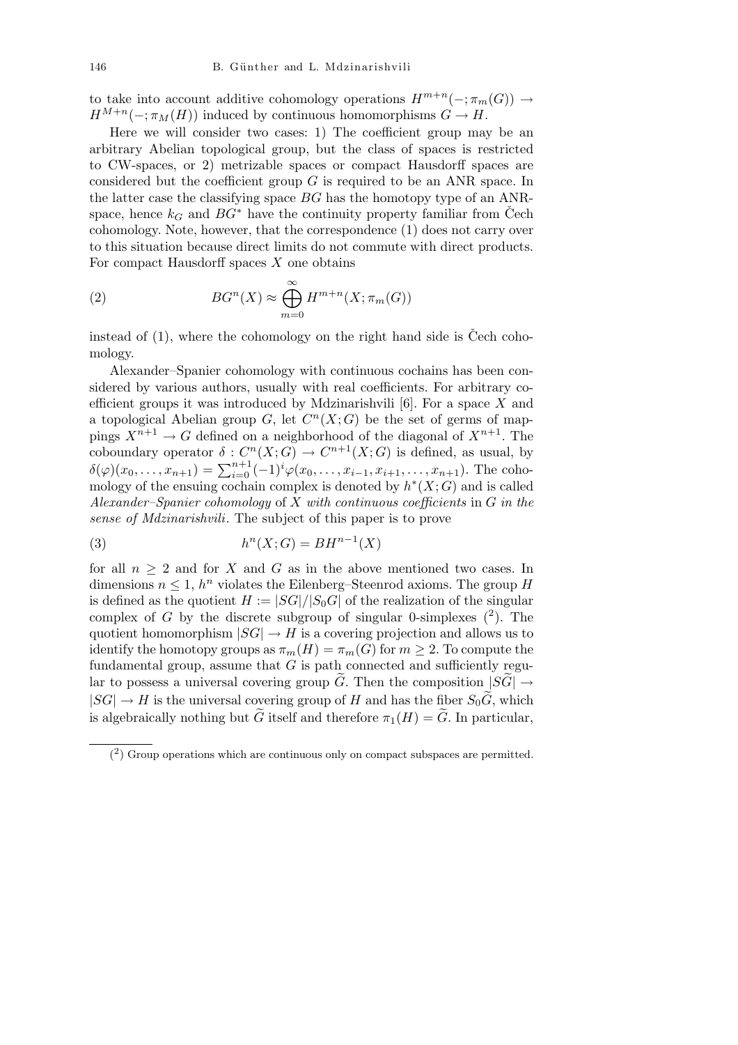to take into account additive cohomology operations $H^{m+n}(-;\pi_m(G)) \to H^{M+n}(-;\pi_M(H))$ induced by continuous homomorphisms $G \to H$.

Here we will consider two cases: 1) The coefficient group may be an arbitrary Abelian topological group, but the class of spaces is restricted to CW-spaces, or 2) metrizable spaces or compact Hausdorff spaces are considered but the coefficient group $G$ is required to be an ANR space. In the latter case the classifying space $BG$ has the homotopy type of an ANR-space, hence $k_G$ and $BG^*$ have the continuity property familiar from Čech cohomology. Note, however, that the correspondence (1) does not carry over to this situation because direct limits do not commute with direct products. For compact Hausdorff spaces $X$ one obtains

$$BG^n(X) \approx \bigoplus_{m=0}^{\infty} H^{m+n}(X;\pi_m(G)) \tag{2}$$

instead of (1), where the cohomology on the right hand side is Čech cohomology.

Alexander–Spanier cohomology with continuous cochains has been considered by various authors, usually with real coefficients. For arbitrary coefficient groups it was introduced by Mdzinarishvili [6]. For a space $X$ and a topological Abelian group $G$, let $C^n(X;G)$ be the set of germs of mappings $X^{n+1} \to G$ defined on a neighborhood of the diagonal of $X^{n+1}$. The coboundary operator $\delta : C^n(X;G) \to C^{n+1}(X;G)$ is defined, as usual, by $\delta(\varphi)(x_0,\ldots,x_{n+1}) = \sum_{i=0}^{n+1}(-1)^i\varphi(x_0,\ldots,x_{i-1},x_{i+1},\ldots,x_{n+1})$. The cohomology of the ensuing cochain complex is denoted by $h^*(X;G)$ and is called *Alexander–Spanier cohomology* of $X$ *with continuous coefficients* in $G$ *in the sense of Mdzinarishvili*. The subject of this paper is to prove

$$h^n(X;G) = BH^{n-1}(X) \tag{3}$$

for all $n \geq 2$ and for $X$ and $G$ as in the above mentioned two cases. In dimensions $n \leq 1$, $h^n$ violates the Eilenberg–Steenrod axioms. The group $H$ is defined as the quotient $H := |SG|/|S_0G|$ of the realization of the singular complex of $G$ by the discrete subgroup of singular 0-simplexes ([2]). The quotient homomorphism $|SG| \to H$ is a covering projection and allows us to identify the homotopy groups as $\pi_m(H) = \pi_m(G)$ for $m \geq 2$. To compute the fundamental group, assume that $G$ is path connected and sufficiently regular to possess a universal covering group $\widetilde{G}$. Then the composition $|S\widetilde{G}| \to |SG| \to H$ is the universal covering group of $H$ and has the fiber $S_0\widetilde{G}$, which is algebraically nothing but $\widetilde{G}$ itself and therefore $\pi_1(H) = \widetilde{G}$. In particular,

([2]) Group operations which are continuous only on compact subspaces are permitted.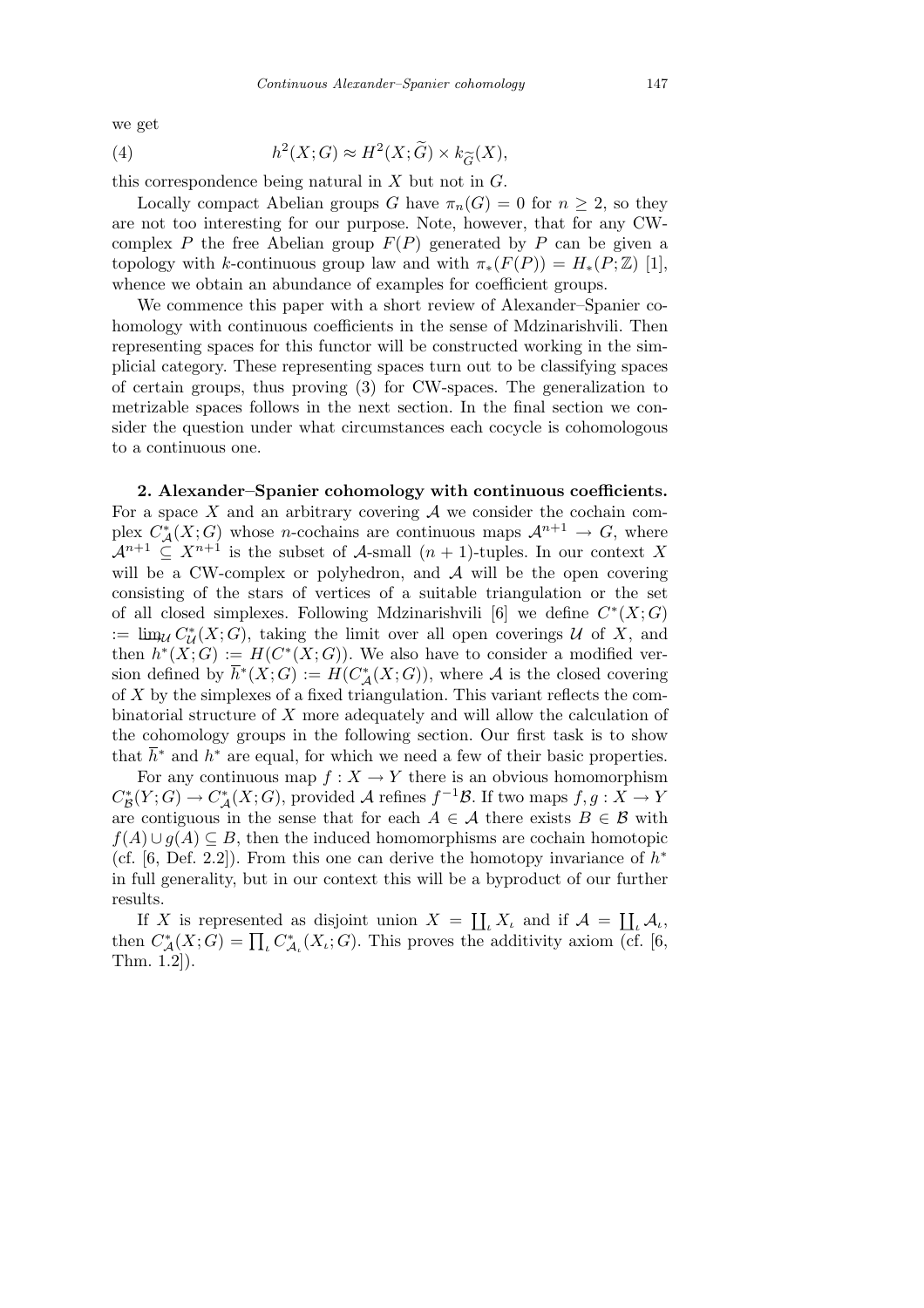we get

$$h^2(X;G) \approx H^2(X;\widetilde{G}) \times k_{\widetilde{G}}(X), \tag{4}$$

this correspondence being natural in $X$ but not in $G$.

Locally compact Abelian groups $G$ have $\pi_n(G) = 0$ for $n \geq 2$, so they are not too interesting for our purpose. Note, however, that for any CW-complex $P$ the free Abelian group $F(P)$ generated by $P$ can be given a topology with $k$-continuous group law and with $\pi_*(F(P)) = H_*(P;\mathbb{Z})$ [1], whence we obtain an abundance of examples for coefficient groups.

We commence this paper with a short review of Alexander–Spanier cohomology with continuous coefficients in the sense of Mdzinarishvili. Then representing spaces for this functor will be constructed working in the simplicial category. These representing spaces turn out to be classifying spaces of certain groups, thus proving (3) for CW-spaces. The generalization to metrizable spaces follows in the next section. In the final section we consider the question under what circumstances each cocycle is cohomologous to a continuous one.

**2. Alexander–Spanier cohomology with continuous coefficients.** For a space $X$ and an arbitrary covering $\mathcal{A}$ we consider the cochain complex $C^*_{\mathcal{A}}(X;G)$ whose $n$-cochains are continuous maps $\mathcal{A}^{n+1} \to G$, where $\mathcal{A}^{n+1} \subseteq X^{n+1}$ is the subset of $\mathcal{A}$-small $(n+1)$-tuples. In our context $X$ will be a CW-complex or polyhedron, and $\mathcal{A}$ will be the open covering consisting of the stars of vertices of a suitable triangulation or the set of all closed simplexes. Following Mdzinarishvili [6] we define $C^*(X;G) := \varinjlim_{\mathcal{U}} C^*_{\mathcal{U}}(X;G)$, taking the limit over all open coverings $\mathcal{U}$ of $X$, and then $h^*(X;G) := H(C^*(X;G))$. We also have to consider a modified version defined by $\overline{h}^*(X;G) := H(C^*_{\mathcal{A}}(X;G))$, where $\mathcal{A}$ is the closed covering of $X$ by the simplexes of a fixed triangulation. This variant reflects the combinatorial structure of $X$ more adequately and will allow the calculation of the cohomology groups in the following section. Our first task is to show that $\overline{h}^*$ and $h^*$ are equal, for which we need a few of their basic properties.

For any continuous map $f : X \to Y$ there is an obvious homomorphism $C^*_{\mathcal{B}}(Y;G) \to C^*_{\mathcal{A}}(X;G)$, provided $\mathcal{A}$ refines $f^{-1}\mathcal{B}$. If two maps $f, g : X \to Y$ are contiguous in the sense that for each $A \in \mathcal{A}$ there exists $B \in \mathcal{B}$ with $f(A) \cup g(A) \subseteq B$, then the induced homomorphisms are cochain homotopic (cf. [6, Def. 2.2]). From this one can derive the homotopy invariance of $h^*$ in full generality, but in our context this will be a byproduct of our further results.

If $X$ is represented as disjoint union $X = \coprod_\iota X_\iota$ and if $\mathcal{A} = \coprod_\iota \mathcal{A}_\iota$, then $C^*_{\mathcal{A}}(X;G) = \prod_\iota C^*_{\mathcal{A}_\iota}(X_\iota;G)$. This proves the additivity axiom (cf. [6, Thm. 1.2]).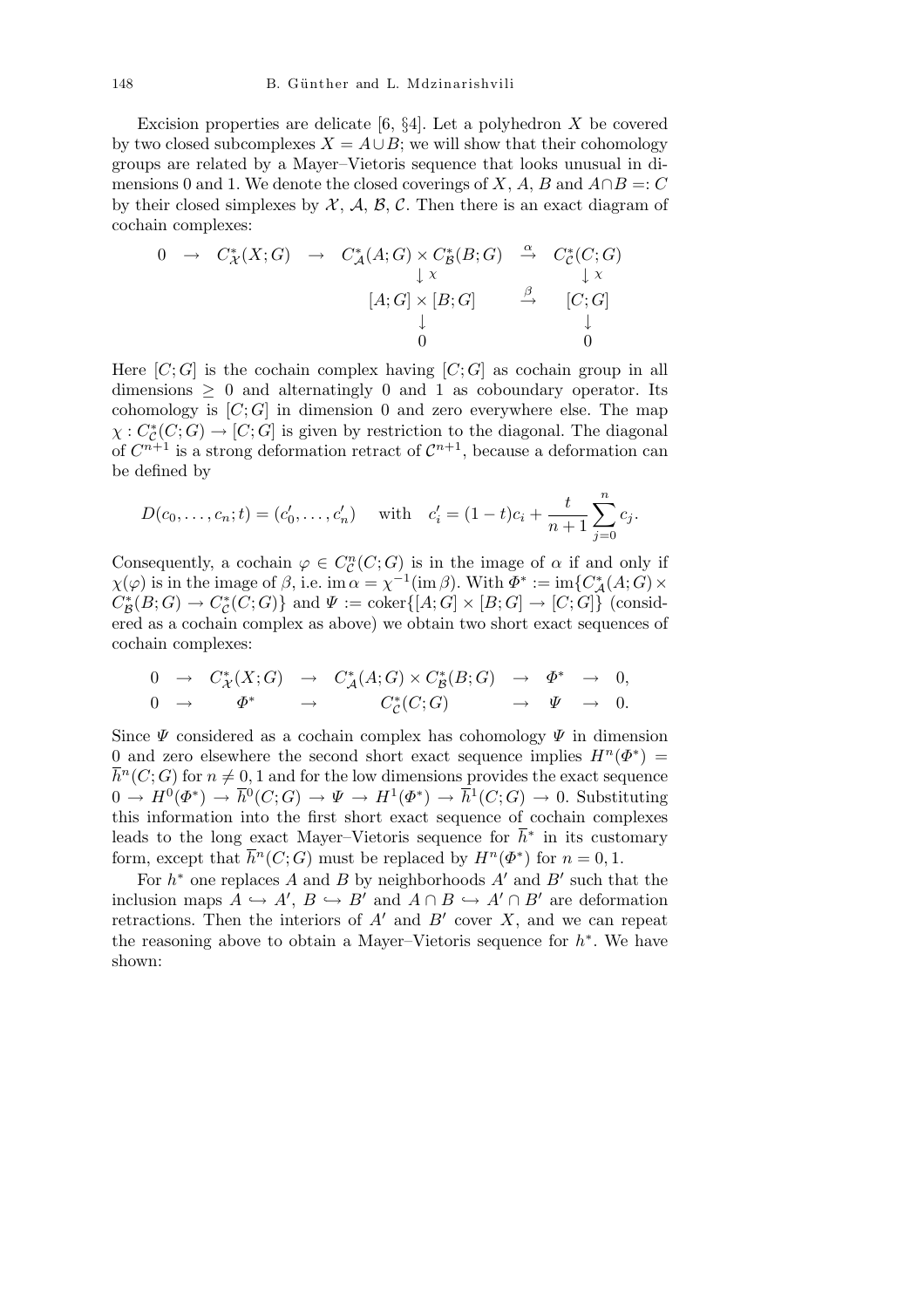Excision properties are delicate [6, §4]. Let a polyhedron $X$ be covered by two closed subcomplexes $X = A \cup B$; we will show that their cohomology groups are related by a Mayer–Vietoris sequence that looks unusual in dimensions 0 and 1. We denote the closed coverings of $X$, $A$, $B$ and $A \cap B =: C$ by their closed simplexes by $\mathcal{X}$, $\mathcal{A}$, $\mathcal{B}$, $\mathcal{C}$. Then there is an exact diagram of cochain complexes:

$$\begin{array}{ccccccc} 0 & \to & C^*_{\mathcal{X}}(X;G) & \to & C^*_{\mathcal{A}}(A;G) \times C^*_{\mathcal{B}}(B;G) & \xrightarrow{\alpha} & C^*_{\mathcal{C}}(C;G) \\ & & & & \downarrow \chi & & \downarrow \chi \\ & & & & [A;G] \times [B;G] & \xrightarrow{\beta} & [C;G] \\ & & & & \downarrow & & \downarrow \\ & & & & 0 & & 0 \end{array}$$

Here $[C;G]$ is the cochain complex having $[C;G]$ as cochain group in all dimensions $\geq 0$ and alternatingly 0 and 1 as coboundary operator. Its cohomology is $[C;G]$ in dimension 0 and zero everywhere else. The map $\chi : C^*_{\mathcal{C}}(C;G) \to [C;G]$ is given by restriction to the diagonal. The diagonal of $C^{n+1}$ is a strong deformation retract of $\mathcal{C}^{n+1}$, because a deformation can be defined by

$$D(c_0, \ldots, c_n; t) = (c'_0, \ldots, c'_n) \quad \text{with} \quad c'_i = (1-t)c_i + \frac{t}{n+1} \sum_{j=0}^{n} c_j.$$

Consequently, a cochain $\varphi \in C^n_{\mathcal{C}}(C;G)$ is in the image of $\alpha$ if and only if $\chi(\varphi)$ is in the image of $\beta$, i.e. $\operatorname{im} \alpha = \chi^{-1}(\operatorname{im} \beta)$. With $\Phi^* := \operatorname{im}\{C^*_{\mathcal{A}}(A;G) \times C^*_{\mathcal{B}}(B;G) \to C^*_{\mathcal{C}}(C;G)\}$ and $\Psi := \operatorname{coker}\{[A;G] \times [B;G] \to [C;G]\}$ (considered as a cochain complex as above) we obtain two short exact sequences of cochain complexes:

$$\begin{array}{ccccccccc} 0 & \to & C^*_{\mathcal{X}}(X;G) & \to & C^*_{\mathcal{A}}(A;G) \times C^*_{\mathcal{B}}(B;G) & \to & \Phi^* & \to & 0, \\ 0 & \to & \Phi^* & \to & C^*_{\mathcal{C}}(C;G) & \to & \Psi & \to & 0. \end{array}$$

Since $\Psi$ considered as a cochain complex has cohomology $\Psi$ in dimension 0 and zero elsewhere the second short exact sequence implies $H^n(\Phi^*) = \overline{h}^n(C;G)$ for $n \neq 0, 1$ and for the low dimensions provides the exact sequence $0 \to H^0(\Phi^*) \to \overline{h}^0(C;G) \to \Psi \to H^1(\Phi^*) \to \overline{h}^1(C;G) \to 0$. Substituting this information into the first short exact sequence of cochain complexes leads to the long exact Mayer–Vietoris sequence for $\overline{h}^*$ in its customary form, except that $\overline{h}^n(C;G)$ must be replaced by $H^n(\Phi^*)$ for $n = 0, 1$.

For $h^*$ one replaces $A$ and $B$ by neighborhoods $A'$ and $B'$ such that the inclusion maps $A \hookrightarrow A'$, $B \hookrightarrow B'$ and $A \cap B \hookrightarrow A' \cap B'$ are deformation retractions. Then the interiors of $A'$ and $B'$ cover $X$, and we can repeat the reasoning above to obtain a Mayer–Vietoris sequence for $h^*$. We have shown: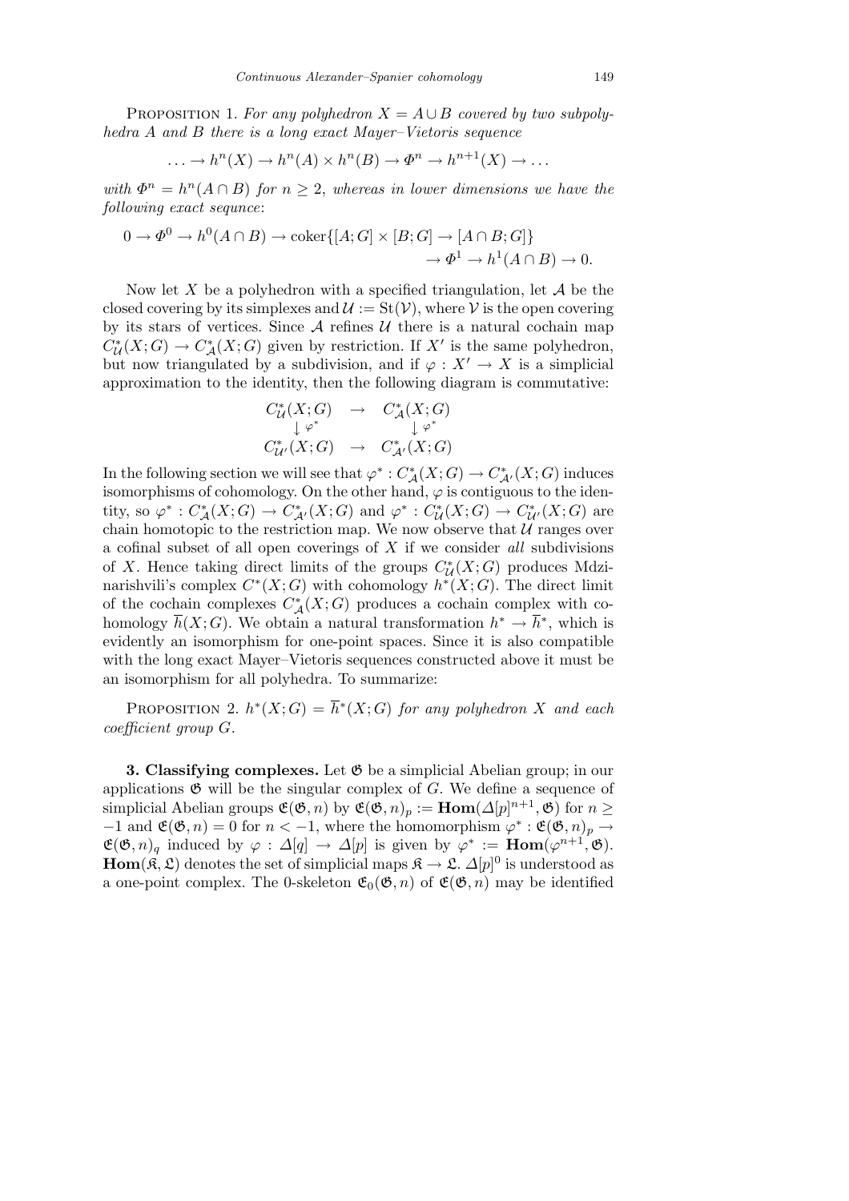Proposition 1. *For any polyhedron $X = A \cup B$ covered by two subpolyhedra $A$ and $B$ there is a long exact Mayer–Vietoris sequence*

$$\ldots \to h^n(X) \to h^n(A) \times h^n(B) \to \Phi^n \to h^{n+1}(X) \to \ldots$$

*with $\Phi^n = h^n(A \cap B)$ for $n \geq 2$, whereas in lower dimensions we have the following exact sequnce*:

$$0 \to \Phi^0 \to h^0(A \cap B) \to \operatorname{coker}\{[A;G] \times [B;G] \to [A \cap B; G]\} \\ \to \Phi^1 \to h^1(A \cap B) \to 0.$$

Now let $X$ be a polyhedron with a specified triangulation, let $\mathcal{A}$ be the closed covering by its simplexes and $\mathcal{U} := \mathrm{St}(\mathcal{V})$, where $\mathcal{V}$ is the open covering by its stars of vertices. Since $\mathcal{A}$ refines $\mathcal{U}$ there is a natural cochain map $C^*_{\mathcal{U}}(X;G) \to C^*_{\mathcal{A}}(X;G)$ given by restriction. If $X'$ is the same polyhedron, but now triangulated by a subdivision, and if $\varphi : X' \to X$ is a simplicial approximation to the identity, then the following diagram is commutative:

$$\begin{array}{ccc} C^*_{\mathcal{U}}(X;G) & \to & C^*_{\mathcal{A}}(X;G) \\ \downarrow \varphi^* & & \downarrow \varphi^* \\ C^*_{\mathcal{U}'}(X;G) & \to & C^*_{\mathcal{A}'}(X;G) \end{array}$$

In the following section we will see that $\varphi^* : C^*_{\mathcal{A}}(X;G) \to C^*_{\mathcal{A}'}(X;G)$ induces isomorphisms of cohomology. On the other hand, $\varphi$ is contiguous to the identity, so $\varphi^* : C^*_{\mathcal{A}}(X;G) \to C^*_{\mathcal{A}'}(X;G)$ and $\varphi^* : C^*_{\mathcal{U}}(X;G) \to C^*_{\mathcal{U}'}(X;G)$ are chain homotopic to the restriction map. We now observe that $\mathcal{U}$ ranges over a cofinal subset of all open coverings of $X$ if we consider *all* subdivisions of $X$. Hence taking direct limits of the groups $C^*_{\mathcal{U}}(X;G)$ produces Mdzinarishvili's complex $C^*(X;G)$ with cohomology $h^*(X;G)$. The direct limit of the cochain complexes $C^*_{\mathcal{A}}(X;G)$ produces a cochain complex with cohomology $\overline{h}(X;G)$. We obtain a natural transformation $h^* \to \overline{h}^*$, which is evidently an isomorphism for one-point spaces. Since it is also compatible with the long exact Mayer–Vietoris sequences constructed above it must be an isomorphism for all polyhedra. To summarize:

Proposition 2. *$h^*(X;G) = \overline{h}^*(X;G)$ for any polyhedron $X$ and each coefficient group $G$.*

**3. Classifying complexes.** Let $\mathfrak{G}$ be a simplicial Abelian group; in our applications $\mathfrak{G}$ will be the singular complex of $G$. We define a sequence of simplicial Abelian groups $\mathfrak{E}(\mathfrak{G}, n)$ by $\mathfrak{E}(\mathfrak{G}, n)_p := \mathbf{Hom}(\Delta[p]^{n+1}, \mathfrak{G})$ for $n \geq -1$ and $\mathfrak{E}(\mathfrak{G}, n) = 0$ for $n < -1$, where the homomorphism $\varphi^* : \mathfrak{E}(\mathfrak{G}, n)_p \to \mathfrak{E}(\mathfrak{G}, n)_q$ induced by $\varphi : \Delta[q] \to \Delta[p]$ is given by $\varphi^* := \mathbf{Hom}(\varphi^{n+1}, \mathfrak{G})$. $\mathbf{Hom}(\mathfrak{K}, \mathfrak{L})$ denotes the set of simplicial maps $\mathfrak{K} \to \mathfrak{L}$. $\Delta[p]^0$ is understood as a one-point complex. The 0-skeleton $\mathfrak{E}_0(\mathfrak{G}, n)$ of $\mathfrak{E}(\mathfrak{G}, n)$ may be identified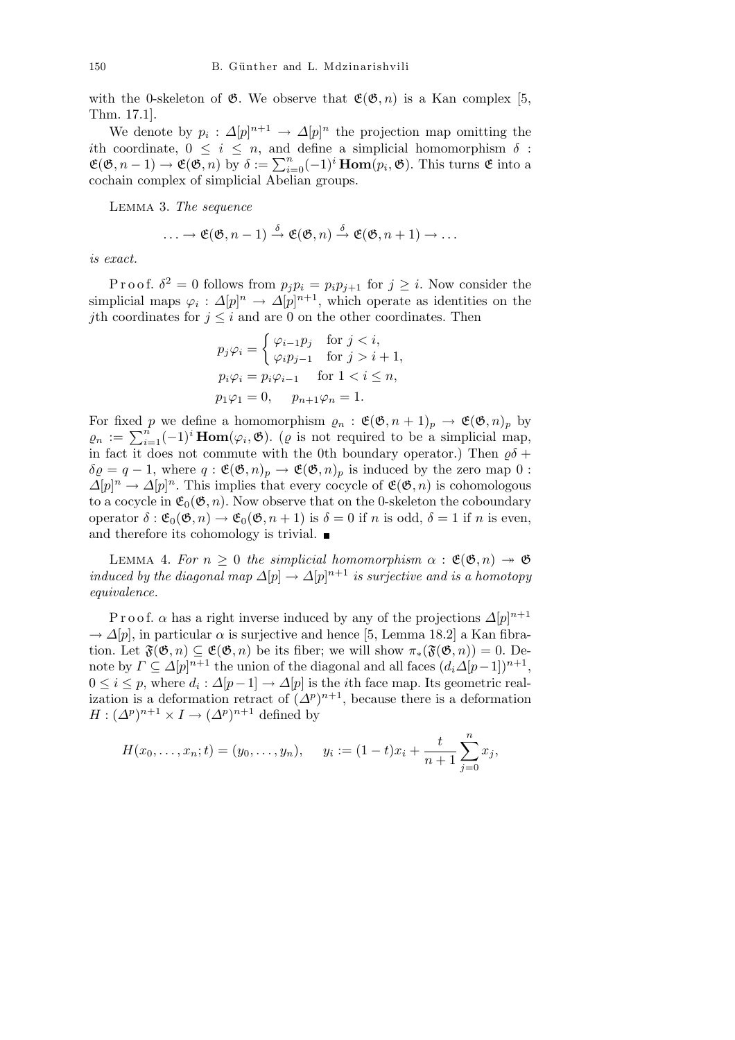with the 0-skeleton of $\mathfrak{G}$. We observe that $\mathfrak{E}(\mathfrak{G}, n)$ is a Kan complex [5, Thm. 17.1].

We denote by $p_i : \Delta[p]^{n+1} \to \Delta[p]^n$ the projection map omitting the $i$th coordinate, $0 \le i \le n$, and define a simplicial homomorphism $\delta : \mathfrak{E}(\mathfrak{G}, n-1) \to \mathfrak{E}(\mathfrak{G}, n)$ by $\delta := \sum_{i=0}^{n} (-1)^i \, \mathbf{Hom}(p_i, \mathfrak{G})$. This turns $\mathfrak{E}$ into a cochain complex of simplicial Abelian groups.

Lemma 3. *The sequence*

$$\ldots \to \mathfrak{E}(\mathfrak{G}, n-1) \xrightarrow{\delta} \mathfrak{E}(\mathfrak{G}, n) \xrightarrow{\delta} \mathfrak{E}(\mathfrak{G}, n+1) \to \ldots$$

*is exact.*

Proof. $\delta^2 = 0$ follows from $p_j p_i = p_i p_{j+1}$ for $j \ge i$. Now consider the simplicial maps $\varphi_i : \Delta[p]^n \to \Delta[p]^{n+1}$, which operate as identities on the $j$th coordinates for $j \le i$ and are 0 on the other coordinates. Then

$$p_j \varphi_i = \begin{cases} \varphi_{i-1} p_j & \text{for } j < i, \\ \varphi_i p_{j-1} & \text{for } j > i+1, \end{cases}$$

$$p_i \varphi_i = p_i \varphi_{i-1} \quad \text{for } 1 < i \le n,$$

$$p_1 \varphi_1 = 0, \quad p_{n+1} \varphi_n = 1.$$

For fixed $p$ we define a homomorphism $\varrho_n : \mathfrak{E}(\mathfrak{G}, n+1)_p \to \mathfrak{E}(\mathfrak{G}, n)_p$ by $\varrho_n := \sum_{i=1}^{n} (-1)^i \, \mathbf{Hom}(\varphi_i, \mathfrak{G})$. ($\varrho$ is not required to be a simplicial map, in fact it does not commute with the 0th boundary operator.) Then $\varrho\delta + \delta\varrho = q - 1$, where $q : \mathfrak{E}(\mathfrak{G}, n)_p \to \mathfrak{E}(\mathfrak{G}, n)_p$ is induced by the zero map $0 : \Delta[p]^n \to \Delta[p]^n$. This implies that every cocycle of $\mathfrak{E}(\mathfrak{G}, n)$ is cohomologous to a cocycle in $\mathfrak{E}_0(\mathfrak{G}, n)$. Now observe that on the 0-skeleton the coboundary operator $\delta : \mathfrak{E}_0(\mathfrak{G}, n) \to \mathfrak{E}_0(\mathfrak{G}, n+1)$ is $\delta = 0$ if $n$ is odd, $\delta = 1$ if $n$ is even, and therefore its cohomology is trivial. ∎

Lemma 4. *For $n \ge 0$ the simplicial homomorphism $\alpha : \mathfrak{E}(\mathfrak{G}, n) \twoheadrightarrow \mathfrak{G}$ induced by the diagonal map $\Delta[p] \to \Delta[p]^{n+1}$ is surjective and is a homotopy equivalence.*

Proof. $\alpha$ has a right inverse induced by any of the projections $\Delta[p]^{n+1} \to \Delta[p]$, in particular $\alpha$ is surjective and hence [5, Lemma 18.2] a Kan fibration. Let $\mathfrak{F}(\mathfrak{G}, n) \subseteq \mathfrak{E}(\mathfrak{G}, n)$ be its fiber; we will show $\pi_*(\mathfrak{F}(\mathfrak{G}, n)) = 0$. Denote by $\Gamma \subseteq \Delta[p]^{n+1}$ the union of the diagonal and all faces $(d_i \Delta[p-1])^{n+1}$, $0 \le i \le p$, where $d_i : \Delta[p-1] \to \Delta[p]$ is the $i$th face map. Its geometric realization is a deformation retract of $(\Delta^p)^{n+1}$, because there is a deformation $H : (\Delta^p)^{n+1} \times I \to (\Delta^p)^{n+1}$ defined by

$$H(x_0, \ldots, x_n; t) = (y_0, \ldots, y_n), \quad y_i := (1-t)x_i + \frac{t}{n+1} \sum_{j=0}^{n} x_j,$$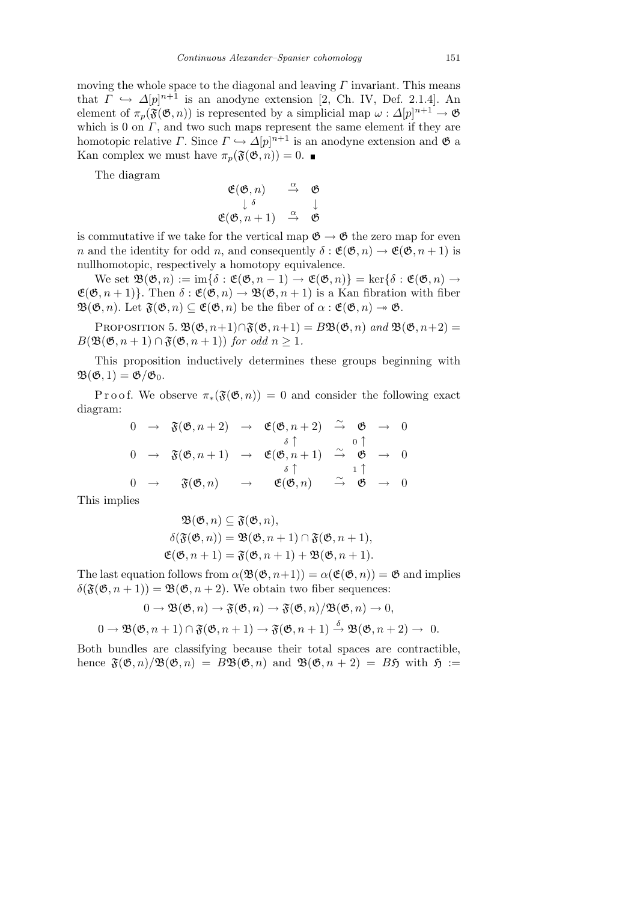moving the whole space to the diagonal and leaving $\Gamma$ invariant. This means that $\Gamma \hookrightarrow \Delta[p]^{n+1}$ is an anodyne extension [2, Ch. IV, Def. 2.1.4]. An element of $\pi_p(\mathfrak{F}(\mathfrak{G},n))$ is represented by a simplicial map $\omega : \Delta[p]^{n+1} \to \mathfrak{G}$ which is 0 on $\Gamma$, and two such maps represent the same element if they are homotopic relative $\Gamma$. Since $\Gamma \hookrightarrow \Delta[p]^{n+1}$ is an anodyne extension and $\mathfrak{G}$ a Kan complex we must have $\pi_p(\mathfrak{F}(\mathfrak{G},n)) = 0$. ∎

The diagram

$$\begin{array}{ccc} \mathfrak{E}(\mathfrak{G},n) & \xrightarrow{\alpha} & \mathfrak{G} \\ \downarrow \delta & & \downarrow \\ \mathfrak{E}(\mathfrak{G},n+1) & \xrightarrow{\alpha} & \mathfrak{G} \end{array}$$

is commutative if we take for the vertical map $\mathfrak{G} \to \mathfrak{G}$ the zero map for even $n$ and the identity for odd $n$, and consequently $\delta : \mathfrak{E}(\mathfrak{G},n) \to \mathfrak{E}(\mathfrak{G},n+1)$ is nullhomotopic, respectively a homotopy equivalence.

We set $\mathfrak{B}(\mathfrak{G},n) := \operatorname{im}\{\delta : \mathfrak{E}(\mathfrak{G},n-1) \to \mathfrak{E}(\mathfrak{G},n)\} = \ker\{\delta : \mathfrak{E}(\mathfrak{G},n) \to \mathfrak{E}(\mathfrak{G},n+1)\}$. Then $\delta : \mathfrak{E}(\mathfrak{G},n) \to \mathfrak{B}(\mathfrak{G},n+1)$ is a Kan fibration with fiber $\mathfrak{B}(\mathfrak{G},n)$. Let $\mathfrak{F}(\mathfrak{G},n) \subseteq \mathfrak{E}(\mathfrak{G},n)$ be the fiber of $\alpha : \mathfrak{E}(\mathfrak{G},n) \twoheadrightarrow \mathfrak{G}$.

Proposition 5. *$\mathfrak{B}(\mathfrak{G},n+1) \cap \mathfrak{F}(\mathfrak{G},n+1) = B\mathfrak{B}(\mathfrak{G},n)$ and $\mathfrak{B}(\mathfrak{G},n+2) = B(\mathfrak{B}(\mathfrak{G},n+1) \cap \mathfrak{F}(\mathfrak{G},n+1))$ for odd $n \geq 1$.*

This proposition inductively determines these groups beginning with $\mathfrak{B}(\mathfrak{G},1) = \mathfrak{G}/\mathfrak{G}_0$.

Proof. We observe $\pi_*(\mathfrak{F}(\mathfrak{G},n)) = 0$ and consider the following exact diagram:

$$\begin{array}{ccccccccc} 0 & \to & \mathfrak{F}(\mathfrak{G},n+2) & \to & \mathfrak{E}(\mathfrak{G},n+2) & \xrightarrow{\sim} & \mathfrak{G} & \to & 0 \\ & & & & {\scriptstyle\delta}\uparrow & & {\scriptstyle 0}\uparrow & & \\ 0 & \to & \mathfrak{F}(\mathfrak{G},n+1) & \to & \mathfrak{E}(\mathfrak{G},n+1) & \xrightarrow{\sim} & \mathfrak{G} & \to & 0 \\ & & & & {\scriptstyle\delta}\uparrow & & {\scriptstyle 1}\uparrow & & \\ 0 & \to & \mathfrak{F}(\mathfrak{G},n) & \to & \mathfrak{E}(\mathfrak{G},n) & \xrightarrow{\sim} & \mathfrak{G} & \to & 0 \end{array}$$

This implies

$$\begin{aligned} \mathfrak{B}(\mathfrak{G},n) &\subseteq \mathfrak{F}(\mathfrak{G},n), \\ \delta(\mathfrak{F}(\mathfrak{G},n)) &= \mathfrak{B}(\mathfrak{G},n+1) \cap \mathfrak{F}(\mathfrak{G},n+1), \\ \mathfrak{E}(\mathfrak{G},n+1) &= \mathfrak{F}(\mathfrak{G},n+1) + \mathfrak{B}(\mathfrak{G},n+1). \end{aligned}$$

The last equation follows from $\alpha(\mathfrak{B}(\mathfrak{G},n+1)) = \alpha(\mathfrak{E}(\mathfrak{G},n)) = \mathfrak{G}$ and implies $\delta(\mathfrak{F}(\mathfrak{G},n+1)) = \mathfrak{B}(\mathfrak{G},n+2)$. We obtain two fiber sequences:

$$0 \to \mathfrak{B}(\mathfrak{G},n) \to \mathfrak{F}(\mathfrak{G},n) \to \mathfrak{F}(\mathfrak{G},n)/\mathfrak{B}(\mathfrak{G},n) \to 0,$$

$$0 \to \mathfrak{B}(\mathfrak{G},n+1) \cap \mathfrak{F}(\mathfrak{G},n+1) \to \mathfrak{F}(\mathfrak{G},n+1) \xrightarrow{\delta} \mathfrak{B}(\mathfrak{G},n+2) \to 0.$$

Both bundles are classifying because their total spaces are contractible, hence $\mathfrak{F}(\mathfrak{G},n)/\mathfrak{B}(\mathfrak{G},n) = B\mathfrak{B}(\mathfrak{G},n)$ and $\mathfrak{B}(\mathfrak{G},n+2) = B\mathfrak{H}$ with $\mathfrak{H} :=$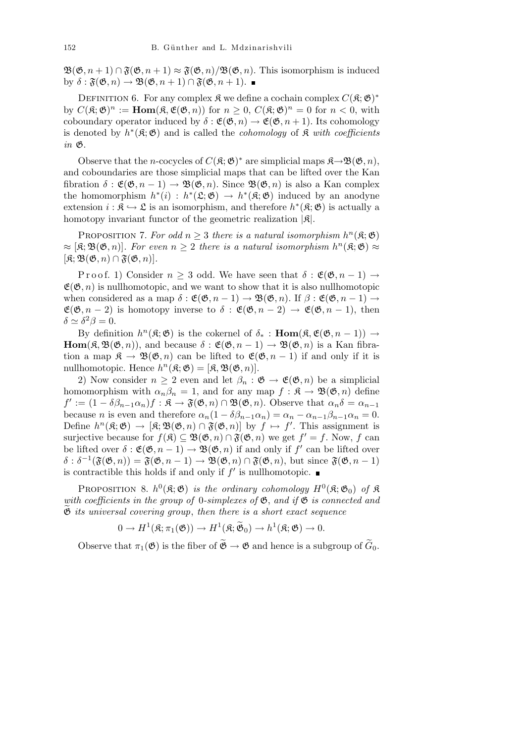$\mathfrak{B}(\mathfrak{G}, n+1) \cap \mathfrak{F}(\mathfrak{G}, n+1) \approx \mathfrak{F}(\mathfrak{G}, n)/\mathfrak{B}(\mathfrak{G}, n)$. This isomorphism is induced by $\delta : \mathfrak{F}(\mathfrak{G}, n) \to \mathfrak{B}(\mathfrak{G}, n+1) \cap \mathfrak{F}(\mathfrak{G}, n+1)$. ∎

Definition 6. For any complex $\mathfrak{K}$ we define a cochain complex $C(\mathfrak{K}; \mathfrak{G})^*$ by $C(\mathfrak{K}; \mathfrak{G})^n := \mathbf{Hom}(\mathfrak{K}, \mathfrak{E}(\mathfrak{G}, n))$ for $n \geq 0$, $C(\mathfrak{K}; \mathfrak{G})^n = 0$ for $n < 0$, with coboundary operator induced by $\delta : \mathfrak{E}(\mathfrak{G}, n) \to \mathfrak{E}(\mathfrak{G}, n+1)$. Its cohomology is denoted by $h^*(\mathfrak{K}; \mathfrak{G})$ and is called the *cohomology* of $\mathfrak{K}$ *with coefficients in* $\mathfrak{G}$.

Observe that the $n$-cocycles of $C(\mathfrak{K}; \mathfrak{G})^*$ are simplicial maps $\mathfrak{K} \to \mathfrak{B}(\mathfrak{G}, n)$, and coboundaries are those simplicial maps that can be lifted over the Kan fibration $\delta : \mathfrak{E}(\mathfrak{G}, n-1) \to \mathfrak{B}(\mathfrak{G}, n)$. Since $\mathfrak{B}(\mathfrak{G}, n)$ is also a Kan complex the homomorphism $h^*(i) : h^*(\mathfrak{L}; \mathfrak{G}) \to h^*(\mathfrak{K}; \mathfrak{G})$ induced by an anodyne extension $i : \mathfrak{K} \hookrightarrow \mathfrak{L}$ is an isomorphism, and therefore $h^*(\mathfrak{K}; \mathfrak{G})$ is actually a homotopy invariant functor of the geometric realization $|\mathfrak{K}|$.

Proposition 7. *For odd $n \geq 3$ there is a natural isomorphism $h^n(\mathfrak{K}; \mathfrak{G}) \approx [\mathfrak{K}; \mathfrak{B}(\mathfrak{G}, n)]$. For even $n \geq 2$ there is a natural isomorphism $h^n(\mathfrak{K}; \mathfrak{G}) \approx [\mathfrak{K}; \mathfrak{B}(\mathfrak{G}, n) \cap \mathfrak{F}(\mathfrak{G}, n)]$.*

Proof. 1) Consider $n \geq 3$ odd. We have seen that $\delta : \mathfrak{E}(\mathfrak{G}, n-1) \to \mathfrak{E}(\mathfrak{G}, n)$ is nullhomotopic, and we want to show that it is also nullhomotopic when considered as a map $\delta : \mathfrak{E}(\mathfrak{G}, n-1) \to \mathfrak{B}(\mathfrak{G}, n)$. If $\beta : \mathfrak{E}(\mathfrak{G}, n-1) \to \mathfrak{E}(\mathfrak{G}, n-2)$ is homotopy inverse to $\delta : \mathfrak{E}(\mathfrak{G}, n-2) \to \mathfrak{E}(\mathfrak{G}, n-1)$, then $\delta \simeq \delta^2\beta = 0$.

By definition $h^n(\mathfrak{K}; \mathfrak{G})$ is the cokernel of $\delta_* : \mathbf{Hom}(\mathfrak{K}, \mathfrak{E}(\mathfrak{G}, n-1)) \to \mathbf{Hom}(\mathfrak{K}, \mathfrak{B}(\mathfrak{G}, n))$, and because $\delta : \mathfrak{E}(\mathfrak{G}, n-1) \to \mathfrak{B}(\mathfrak{G}, n)$ is a Kan fibration a map $\mathfrak{K} \to \mathfrak{B}(\mathfrak{G}, n)$ can be lifted to $\mathfrak{E}(\mathfrak{G}, n-1)$ if and only if it is nullhomotopic. Hence $h^n(\mathfrak{K}; \mathfrak{G}) = [\mathfrak{K}, \mathfrak{B}(\mathfrak{G}, n)]$.

2) Now consider $n \geq 2$ even and let $\beta_n : \mathfrak{G} \to \mathfrak{E}(\mathfrak{G}, n)$ be a simplicial homomorphism with $\alpha_n\beta_n = 1$, and for any map $f : \mathfrak{K} \to \mathfrak{B}(\mathfrak{G}, n)$ define $f' := (1 - \delta\beta_{n-1}\alpha_n)f : \mathfrak{K} \to \mathfrak{F}(\mathfrak{G}, n) \cap \mathfrak{B}(\mathfrak{G}, n)$. Observe that $\alpha_n\delta = \alpha_{n-1}$ because $n$ is even and therefore $\alpha_n(1 - \delta\beta_{n-1}\alpha_n) = \alpha_n - \alpha_{n-1}\beta_{n-1}\alpha_n = 0$. Define $h^n(\mathfrak{K}; \mathfrak{G}) \to [\mathfrak{K}; \mathfrak{B}(\mathfrak{G}, n) \cap \mathfrak{F}(\mathfrak{G}, n)]$ by $f \mapsto f'$. This assignment is surjective because for $f(\mathfrak{K}) \subseteq \mathfrak{B}(\mathfrak{G}, n) \cap \mathfrak{F}(\mathfrak{G}, n)$ we get $f' = f$. Now, $f$ can be lifted over $\delta : \mathfrak{E}(\mathfrak{G}, n-1) \to \mathfrak{B}(\mathfrak{G}, n)$ if and only if $f'$ can be lifted over $\delta : \delta^{-1}(\mathfrak{F}(\mathfrak{G}, n)) = \mathfrak{F}(\mathfrak{G}, n-1) \to \mathfrak{B}(\mathfrak{G}, n) \cap \mathfrak{F}(\mathfrak{G}, n)$, but since $\mathfrak{F}(\mathfrak{G}, n-1)$ is contractible this holds if and only if $f'$ is nullhomotopic. ∎

Proposition 8. *$h^0(\mathfrak{K}; \mathfrak{G})$ is the ordinary cohomology $H^0(\mathfrak{K}; \mathfrak{G}_0)$ of $\mathfrak{K}$ with coefficients in the group of 0-simplexes of $\mathfrak{G}$, and if $\mathfrak{G}$ is connected and $\widetilde{\mathfrak{G}}$ its universal covering group, then there is a short exact sequence*

$$0 \to H^1(\mathfrak{K}; \pi_1(\mathfrak{G})) \to H^1(\mathfrak{K}; \widetilde{\mathfrak{G}}_0) \to h^1(\mathfrak{K}; \mathfrak{G}) \to 0.$$

Observe that $\pi_1(\mathfrak{G})$ is the fiber of $\widetilde{\mathfrak{G}} \to \mathfrak{G}$ and hence is a subgroup of $\widetilde{G}_0$.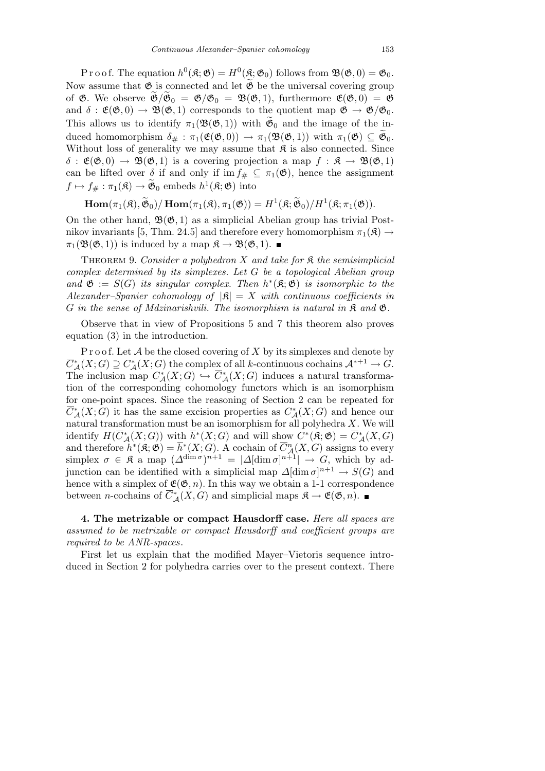P r o o f. The equation $h^0(\mathfrak{K};\mathfrak{G}) = H^0(\mathfrak{K};\mathfrak{G}_0)$ follows from $\mathfrak{B}(\mathfrak{G},0) = \mathfrak{G}_0$. Now assume that $\mathfrak{G}$ is connected and let $\widetilde{\mathfrak{G}}$ be the universal covering group of $\mathfrak{G}$. We observe $\widetilde{\mathfrak{G}}/\widetilde{\mathfrak{G}}_0 = \mathfrak{G}/\mathfrak{G}_0 = \mathfrak{B}(\mathfrak{G},1)$, furthermore $\mathfrak{E}(\mathfrak{G},0) = \mathfrak{G}$ and $\delta : \mathfrak{E}(\mathfrak{G},0) \to \mathfrak{B}(\mathfrak{G},1)$ corresponds to the quotient map $\mathfrak{G} \to \mathfrak{G}/\mathfrak{G}_0$. This allows us to identify $\pi_1(\mathfrak{B}(\mathfrak{G},1))$ with $\widetilde{\mathfrak{G}}_0$ and the image of the induced homomorphism $\delta_\# : \pi_1(\mathfrak{E}(\mathfrak{G},0)) \to \pi_1(\mathfrak{B}(\mathfrak{G},1))$ with $\pi_1(\mathfrak{G}) \subseteq \widetilde{\mathfrak{G}}_0$. Without loss of generality we may assume that $\mathfrak{K}$ is also connected. Since $\delta : \mathfrak{E}(\mathfrak{G},0) \to \mathfrak{B}(\mathfrak{G},1)$ is a covering projection a map $f : \mathfrak{K} \to \mathfrak{B}(\mathfrak{G},1)$ can be lifted over $\delta$ if and only if $\operatorname{im} f_\# \subseteq \pi_1(\mathfrak{G})$, hence the assignment $f \mapsto f_\# : \pi_1(\mathfrak{K}) \to \widetilde{\mathfrak{G}}_0$ embeds $h^1(\mathfrak{K};\mathfrak{G})$ into

$$\mathbf{Hom}(\pi_1(\mathfrak{K}),\widetilde{\mathfrak{G}}_0)/\,\mathbf{Hom}(\pi_1(\mathfrak{K}),\pi_1(\mathfrak{G})) = H^1(\mathfrak{K};\widetilde{\mathfrak{G}}_0)/H^1(\mathfrak{K};\pi_1(\mathfrak{G})).$$

On the other hand, $\mathfrak{B}(\mathfrak{G},1)$ as a simplicial Abelian group has trivial Postnikov invariants [5, Thm. 24.5] and therefore every homomorphism $\pi_1(\mathfrak{K}) \to \pi_1(\mathfrak{B}(\mathfrak{G},1))$ is induced by a map $\mathfrak{K} \to \mathfrak{B}(\mathfrak{G},1)$. ■

THEOREM 9. *Consider a polyhedron $X$ and take for $\mathfrak{K}$ the semisimplicial complex determined by its simplexes. Let $G$ be a topological Abelian group and $\mathfrak{G} := S(G)$ its singular complex. Then $h^*(\mathfrak{K};\mathfrak{G})$ is isomorphic to the Alexander–Spanier cohomology of $|\mathfrak{K}| = X$ with continuous coefficients in $G$ in the sense of Mdzinarishvili. The isomorphism is natural in $\mathfrak{K}$ and $\mathfrak{G}$.*

Observe that in view of Propositions 5 and 7 this theorem also proves equation (3) in the introduction.

P r o o f. Let $\mathcal{A}$ be the closed covering of $X$ by its simplexes and denote by $\overline{C}^*_{\mathcal{A}}(X;G) \supseteq C^*_{\mathcal{A}}(X;G)$ the complex of all $k$-continuous cochains $\mathcal{A}^{*+1} \to G$. The inclusion map $C^*_{\mathcal{A}}(X;G) \hookrightarrow \overline{C}^*_{\mathcal{A}}(X;G)$ induces a natural transformation of the corresponding cohomology functors which is an isomorphism for one-point spaces. Since the reasoning of Section 2 can be repeated for $\overline{C}^*_{\mathcal{A}}(X;G)$ it has the same excision properties as $C^*_{\mathcal{A}}(X;G)$ and hence our natural transformation must be an isomorphism for all polyhedra $X$. We will identify $H(\overline{C}^*_{\mathcal{A}}(X;G))$ with $\overline{h}^*(X;G)$ and will show $C^*(\mathfrak{K};\mathfrak{G}) = \overline{C}^*_{\mathcal{A}}(X,G)$ and therefore $h^*(\mathfrak{K};\mathfrak{G}) = \overline{h}^*(X;G)$. A cochain of $\overline{C}^n_{\mathcal{A}}(X,G)$ assigns to every simplex $\sigma \in \mathfrak{K}$ a map $(\Delta^{\dim\sigma})^{n+1} = |\Delta[\dim\sigma]^{n+1}| \to G$, which by adjunction can be identified with a simplicial map $\Delta[\dim\sigma]^{n+1} \to S(G)$ and hence with a simplex of $\mathfrak{E}(\mathfrak{G},n)$. In this way we obtain a 1-1 correspondence between $n$-cochains of $\overline{C}^*_{\mathcal{A}}(X,G)$ and simplicial maps $\mathfrak{K} \to \mathfrak{E}(\mathfrak{G},n)$. ■

## 4. The metrizable or compact Hausdorff case.

*Here all spaces are assumed to be metrizable or compact Hausdorff and coefficient groups are required to be ANR-spaces.*

First let us explain that the modified Mayer–Vietoris sequence introduced in Section 2 for polyhedra carries over to the present context. There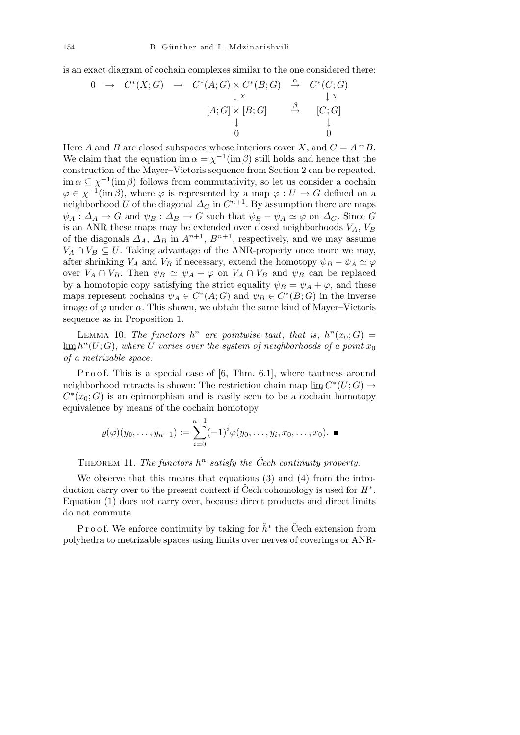is an exact diagram of cochain complexes similar to the one considered there:

$$
\begin{array}{ccccc}
0 & \to & C^*(X;G) & \to & C^*(A;G)\times C^*(B;G) & \overset{\alpha}{\to} & C^*(C;G) \\
 & & & & \downarrow \chi & & \downarrow \chi \\
 & & & & [A;G]\times[B;G] & \overset{\beta}{\to} & [C;G] \\
 & & & & \downarrow & & \downarrow \\
 & & & & 0 & & 0
\end{array}
$$

Here $A$ and $B$ are closed subspaces whose interiors cover $X$, and $C = A\cap B$. We claim that the equation $\operatorname{im}\alpha = \chi^{-1}(\operatorname{im}\beta)$ still holds and hence that the construction of the Mayer–Vietoris sequence from Section 2 can be repeated. $\operatorname{im}\alpha \subseteq \chi^{-1}(\operatorname{im}\beta)$ follows from commutativity, so let us consider a cochain $\varphi \in \chi^{-1}(\operatorname{im}\beta)$, where $\varphi$ is represented by a map $\varphi : U \to G$ defined on a neighborhood $U$ of the diagonal $\varDelta_C$ in $C^{n+1}$. By assumption there are maps $\psi_A : \varDelta_A \to G$ and $\psi_B : \varDelta_B \to G$ such that $\psi_B - \psi_A \simeq \varphi$ on $\varDelta_C$. Since $G$ is an ANR these maps may be extended over closed neighborhoods $V_A$, $V_B$ of the diagonals $\varDelta_A$, $\varDelta_B$ in $A^{n+1}$, $B^{n+1}$, respectively, and we may assume $V_A\cap V_B \subseteq U$. Taking advantage of the ANR-property once more we may, after shrinking $V_A$ and $V_B$ if necessary, extend the homotopy $\psi_B - \psi_A \simeq \varphi$ over $V_A \cap V_B$. Then $\psi_B \simeq \psi_A + \varphi$ on $V_A\cap V_B$ and $\psi_B$ can be replaced by a homotopic copy satisfying the strict equality $\psi_B = \psi_A + \varphi$, and these maps represent cochains $\psi_A \in C^*(A;G)$ and $\psi_B \in C^*(B;G)$ in the inverse image of $\varphi$ under $\alpha$. This shown, we obtain the same kind of Mayer–Vietoris sequence as in Proposition 1.

Lemma 10. *The functors $h^n$ are pointwise taut, that is, $h^n(x_0;G) = \varinjlim h^n(U;G)$, where $U$ varies over the system of neighborhoods of a point $x_0$ of a metrizable space.*

Proof. This is a special case of [6, Thm. 6.1], where tautness around neighborhood retracts is shown: The restriction chain map $\varinjlim C^*(U;G) \to C^*(x_0;G)$ is an epimorphism and is easily seen to be a cochain homotopy equivalence by means of the cochain homotopy

$$\varrho(\varphi)(y_0,\dots,y_{n-1}) := \sum_{i=0}^{n-1}(-1)^i\varphi(y_0,\dots,y_i,x_0,\dots,x_0). \ \blacksquare$$

Theorem 11. *The functors $h^n$ satisfy the Čech continuity property.*

We observe that this means that equations (3) and (4) from the introduction carry over to the present context if Čech cohomology is used for $H^*$. Equation (1) does not carry over, because direct products and direct limits do not commute.

Proof. We enforce continuity by taking for $\check{h}^*$ the Čech extension from polyhedra to metrizable spaces using limits over nerves of coverings or ANR-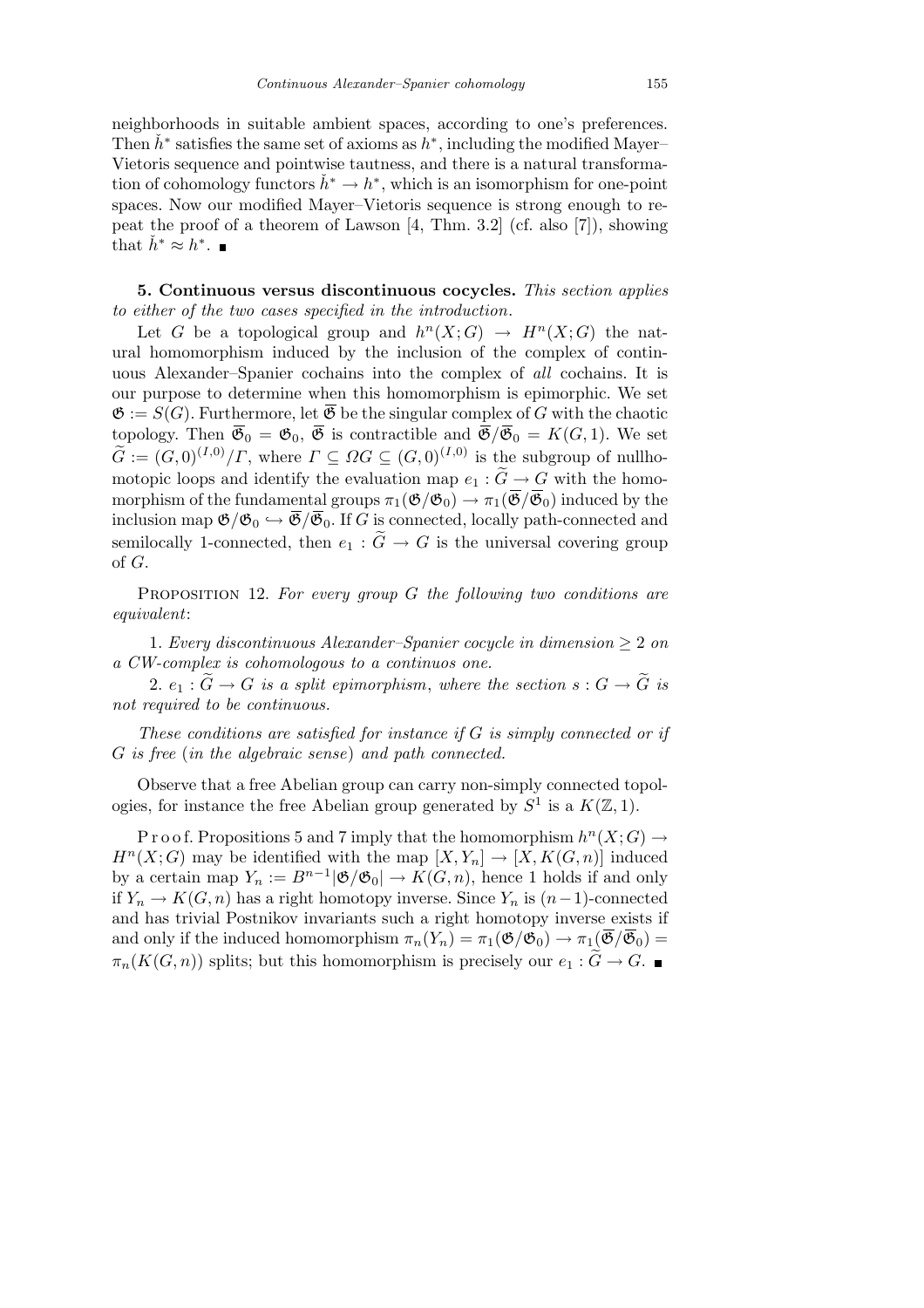neighborhoods in suitable ambient spaces, according to one's preferences. Then $\check{h}^*$ satisfies the same set of axioms as $h^*$, including the modified Mayer–Vietoris sequence and pointwise tautness, and there is a natural transformation of cohomology functors $\check{h}^* \to h^*$, which is an isomorphism for one-point spaces. Now our modified Mayer–Vietoris sequence is strong enough to repeat the proof of a theorem of Lawson [4, Thm. 3.2] (cf. also [7]), showing that $\check{h}^* \approx h^*$. ■

**5. Continuous versus discontinuous cocycles.** *This section applies to either of the two cases specified in the introduction.*

Let $G$ be a topological group and $h^n(X;G) \to H^n(X;G)$ the natural homomorphism induced by the inclusion of the complex of continuous Alexander–Spanier cochains into the complex of *all* cochains. It is our purpose to determine when this homomorphism is epimorphic. We set $\mathfrak{G} := S(G)$. Furthermore, let $\overline{\mathfrak{G}}$ be the singular complex of $G$ with the chaotic topology. Then $\overline{\mathfrak{G}}_0 = \mathfrak{G}_0$, $\overline{\mathfrak{G}}$ is contractible and $\overline{\mathfrak{G}}/\overline{\mathfrak{G}}_0 = K(G,1)$. We set $\widetilde{G} := (G,0)^{(I,0)}/\Gamma$, where $\Gamma \subseteq \Omega G \subseteq (G,0)^{(I,0)}$ is the subgroup of nullhomotopic loops and identify the evaluation map $e_1 : \widetilde{G} \to G$ with the homomorphism of the fundamental groups $\pi_1(\mathfrak{G}/\mathfrak{G}_0) \to \pi_1(\overline{\mathfrak{G}}/\overline{\mathfrak{G}}_0)$ induced by the inclusion map $\mathfrak{G}/\mathfrak{G}_0 \hookrightarrow \overline{\mathfrak{G}}/\overline{\mathfrak{G}}_0$. If $G$ is connected, locally path-connected and semilocally 1-connected, then $e_1 : \widetilde{G} \to G$ is the universal covering group of $G$.

Proposition 12. *For every group $G$ the following two conditions are equivalent*:

1. *Every discontinuous Alexander–Spanier cocycle in dimension $\geq 2$ on a CW-complex is cohomologous to a continuos one.*

2. *$e_1 : \widetilde{G} \to G$ is a split epimorphism, where the section $s : G \to \widetilde{G}$ is not required to be continuous.*

*These conditions are satisfied for instance if $G$ is simply connected or if $G$ is free* (*in the algebraic sense*) *and path connected.*

Observe that a free Abelian group can carry non-simply connected topologies, for instance the free Abelian group generated by $S^1$ is a $K(\mathbb{Z},1)$.

Proof. Propositions 5 and 7 imply that the homomorphism $h^n(X;G) \to H^n(X;G)$ may be identified with the map $[X, Y_n] \to [X, K(G,n)]$ induced by a certain map $Y_n := B^{n-1}|\mathfrak{G}/\mathfrak{G}_0| \to K(G,n)$, hence 1 holds if and only if $Y_n \to K(G,n)$ has a right homotopy inverse. Since $Y_n$ is $(n-1)$-connected and has trivial Postnikov invariants such a right homotopy inverse exists if and only if the induced homomorphism $\pi_n(Y_n) = \pi_1(\mathfrak{G}/\mathfrak{G}_0) \to \pi_1(\overline{\mathfrak{G}}/\overline{\mathfrak{G}}_0) = \pi_n(K(G,n))$ splits; but this homomorphism is precisely our $e_1 : \widetilde{G} \to G$. ■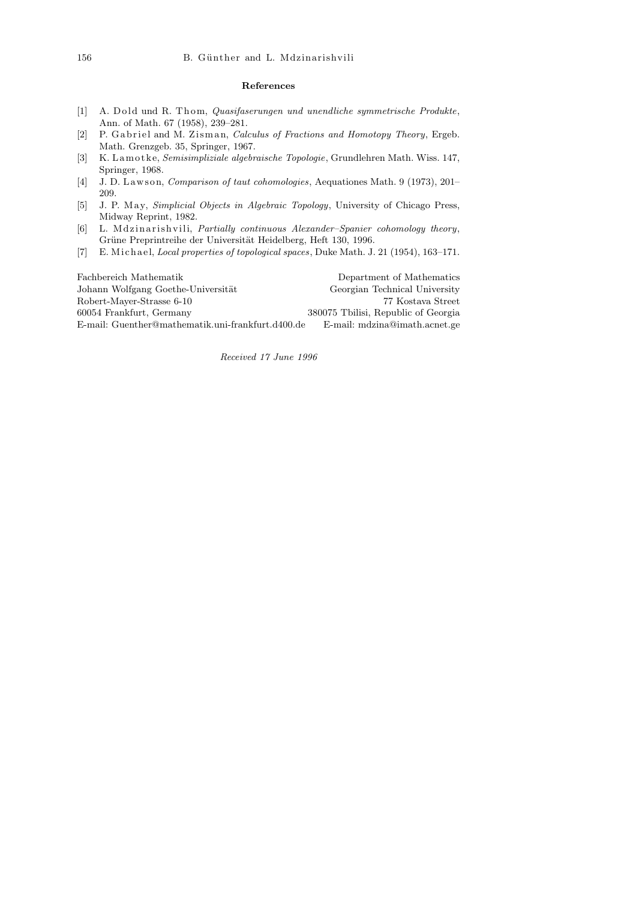## References

[1] A. Dold und R. Thom, *Quasifaserungen und unendliche symmetrische Produkte*, Ann. of Math. 67 (1958), 239–281.

[2] P. Gabriel and M. Zisman, *Calculus of Fractions and Homotopy Theory*, Ergeb. Math. Grenzgeb. 35, Springer, 1967.

[3] K. Lamotke, *Semisimpliziale algebraische Topologie*, Grundlehren Math. Wiss. 147, Springer, 1968.

[4] J. D. Lawson, *Comparison of taut cohomologies*, Aequationes Math. 9 (1973), 201–209.

[5] J. P. May, *Simplicial Objects in Algebraic Topology*, University of Chicago Press, Midway Reprint, 1982.

[6] L. Mdzinarishvili, *Partially continuous Alexander–Spanier cohomology theory*, Grüne Preprintreihe der Universität Heidelberg, Heft 130, 1996.

[7] E. Michael, *Local properties of topological spaces*, Duke Math. J. 21 (1954), 163–171.

Fachbereich Mathematik
Johann Wolfgang Goethe-Universität
Robert-Mayer-Strasse 6-10
60054 Frankfurt, Germany
E-mail: Guenther@mathematik.uni-frankfurt.d400.de

Department of Mathematics
Georgian Technical University
77 Kostava Street
380075 Tbilisi, Republic of Georgia
E-mail: mdzina@imath.acnet.ge

*Received 17 June 1996*